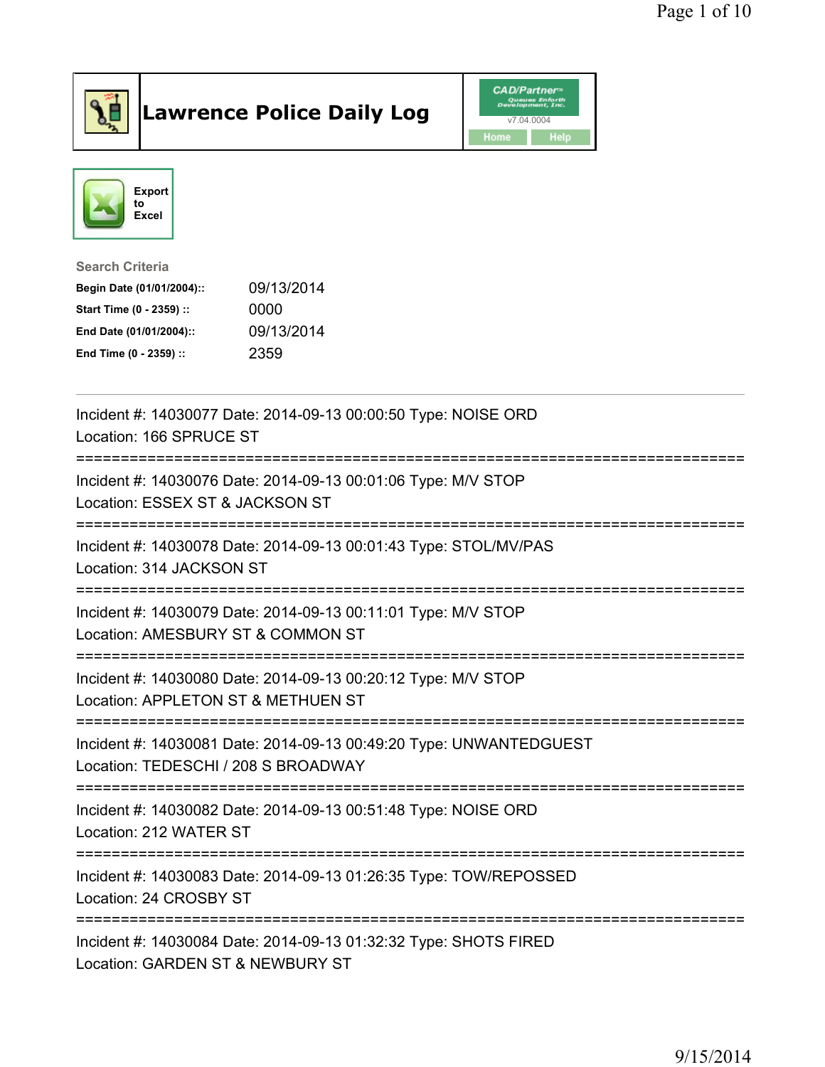# Lawrence Police Daily Log

CAD/Partner
v7.04.0004
Home Help

Export to Excel

**Search Criteria**

| | |
|---|---|
| **Begin Date (01/01/2004)::** | 09/13/2014 |
| **Start Time (0 - 2359) ::** | 0000 |
| **End Date (01/01/2004)::** | 09/13/2014 |
| **End Time (0 - 2359) ::** | 2359 |

---

Incident #: 14030077 Date: 2014-09-13 00:00:50 Type: NOISE ORD
Location: 166 SPRUCE ST

===========================================================================

Incident #: 14030076 Date: 2014-09-13 00:01:06 Type: M/V STOP
Location: ESSEX ST & JACKSON ST

===========================================================================

Incident #: 14030078 Date: 2014-09-13 00:01:43 Type: STOL/MV/PAS
Location: 314 JACKSON ST

===========================================================================

Incident #: 14030079 Date: 2014-09-13 00:11:01 Type: M/V STOP
Location: AMESBURY ST & COMMON ST

===========================================================================

Incident #: 14030080 Date: 2014-09-13 00:20:12 Type: M/V STOP
Location: APPLETON ST & METHUEN ST

===========================================================================

Incident #: 14030081 Date: 2014-09-13 00:49:20 Type: UNWANTEDGUEST
Location: TEDESCHI / 208 S BROADWAY

===========================================================================

Incident #: 14030082 Date: 2014-09-13 00:51:48 Type: NOISE ORD
Location: 212 WATER ST

===========================================================================

Incident #: 14030083 Date: 2014-09-13 01:26:35 Type: TOW/REPOSSED
Location: 24 CROSBY ST

===========================================================================

Incident #: 14030084 Date: 2014-09-13 01:32:32 Type: SHOTS FIRED
Location: GARDEN ST & NEWBURY ST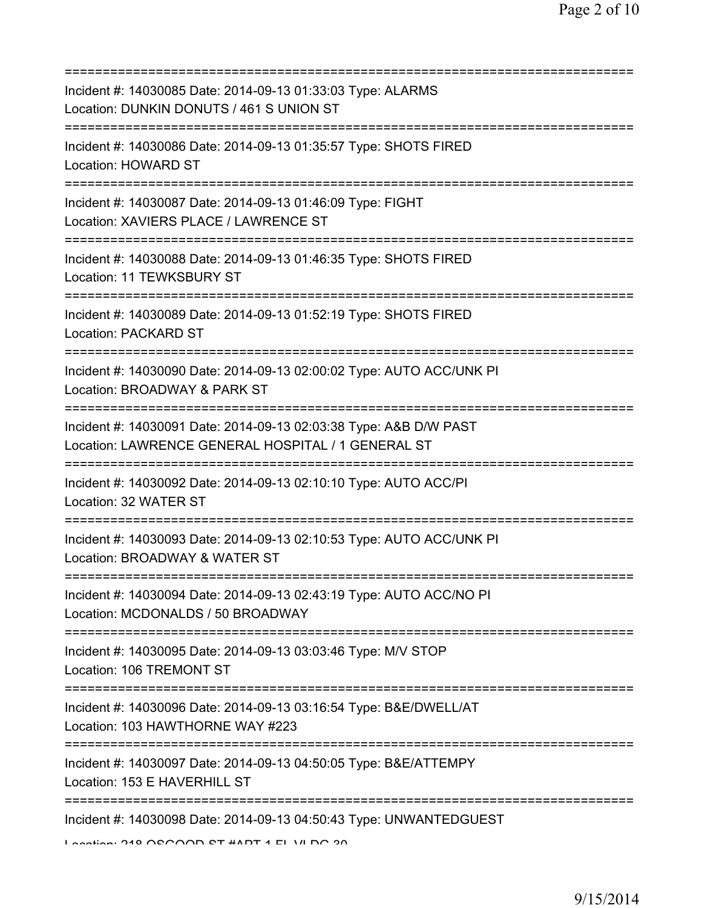===========================================================================
Incident #: 14030085 Date: 2014-09-13 01:33:03 Type: ALARMS
Location: DUNKIN DONUTS / 461 S UNION ST
===========================================================================
Incident #: 14030086 Date: 2014-09-13 01:35:57 Type: SHOTS FIRED
Location: HOWARD ST
===========================================================================
Incident #: 14030087 Date: 2014-09-13 01:46:09 Type: FIGHT
Location: XAVIERS PLACE / LAWRENCE ST
===========================================================================
Incident #: 14030088 Date: 2014-09-13 01:46:35 Type: SHOTS FIRED
Location: 11 TEWKSBURY ST
===========================================================================
Incident #: 14030089 Date: 2014-09-13 01:52:19 Type: SHOTS FIRED
Location: PACKARD ST
===========================================================================
Incident #: 14030090 Date: 2014-09-13 02:00:02 Type: AUTO ACC/UNK PI
Location: BROADWAY & PARK ST
===========================================================================
Incident #: 14030091 Date: 2014-09-13 02:03:38 Type: A&B D/W PAST
Location: LAWRENCE GENERAL HOSPITAL / 1 GENERAL ST
===========================================================================
Incident #: 14030092 Date: 2014-09-13 02:10:10 Type: AUTO ACC/PI
Location: 32 WATER ST
===========================================================================
Incident #: 14030093 Date: 2014-09-13 02:10:53 Type: AUTO ACC/UNK PI
Location: BROADWAY & WATER ST
===========================================================================
Incident #: 14030094 Date: 2014-09-13 02:43:19 Type: AUTO ACC/NO PI
Location: MCDONALDS / 50 BROADWAY
===========================================================================
Incident #: 14030095 Date: 2014-09-13 03:03:46 Type: M/V STOP
Location: 106 TREMONT ST
===========================================================================
Incident #: 14030096 Date: 2014-09-13 03:16:54 Type: B&E/DWELL/AT
Location: 103 HAWTHORNE WAY #223
===========================================================================
Incident #: 14030097 Date: 2014-09-13 04:50:05 Type: B&E/ATTEMPY
Location: 153 E HAVERHILL ST
===========================================================================
Incident #: 14030098 Date: 2014-09-13 04:50:43 Type: UNWANTEDGUEST
Location: 218 OSGOOD ST #APT 1 FL VLDG 30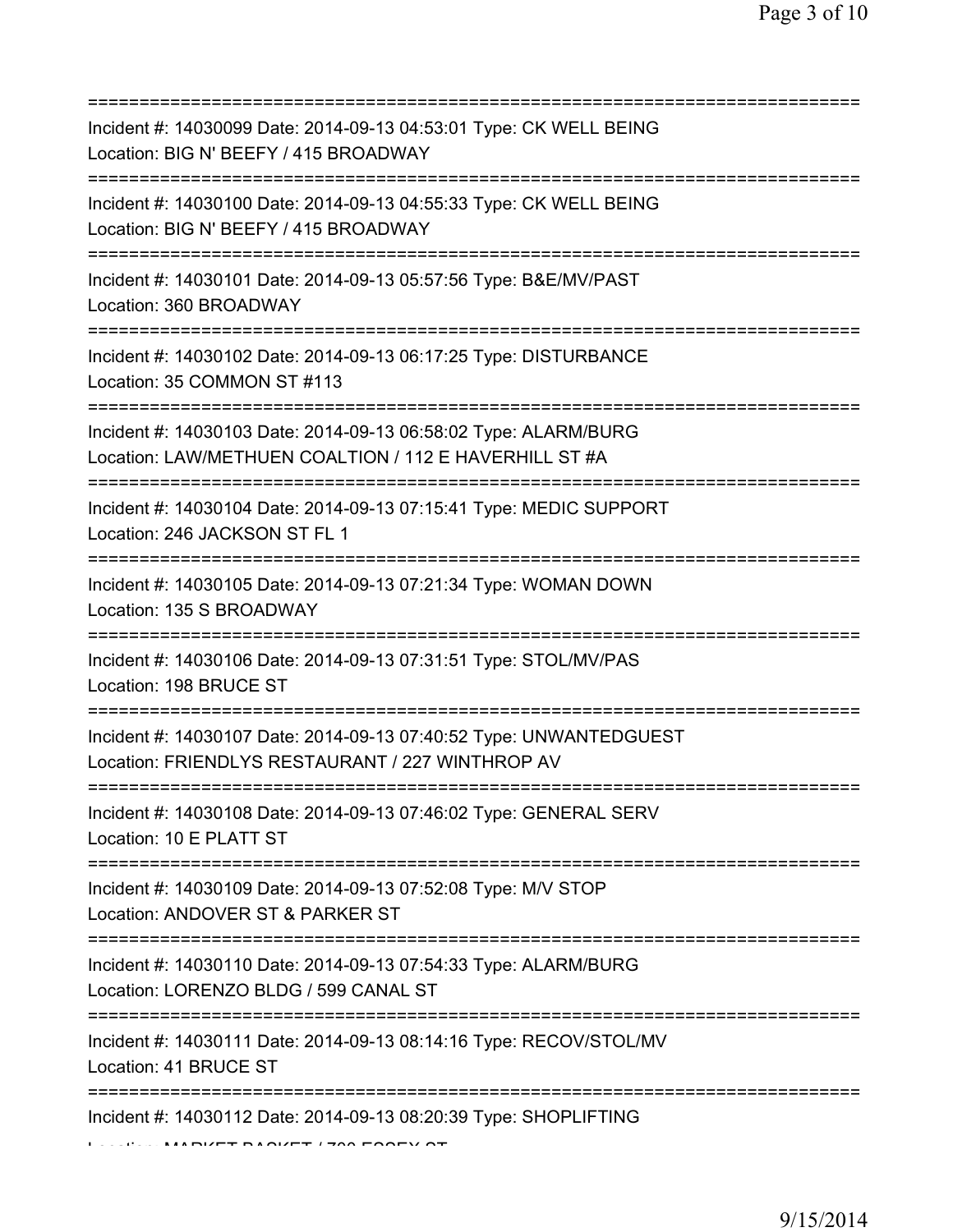===========================================================================
Incident #: 14030099 Date: 2014-09-13 04:53:01 Type: CK WELL BEING
Location: BIG N' BEEFY / 415 BROADWAY
===========================================================================
Incident #: 14030100 Date: 2014-09-13 04:55:33 Type: CK WELL BEING
Location: BIG N' BEEFY / 415 BROADWAY
===========================================================================
Incident #: 14030101 Date: 2014-09-13 05:57:56 Type: B&E/MV/PAST
Location: 360 BROADWAY
===========================================================================
Incident #: 14030102 Date: 2014-09-13 06:17:25 Type: DISTURBANCE
Location: 35 COMMON ST #113
===========================================================================
Incident #: 14030103 Date: 2014-09-13 06:58:02 Type: ALARM/BURG
Location: LAW/METHUEN COALTION / 112 E HAVERHILL ST #A
===========================================================================
Incident #: 14030104 Date: 2014-09-13 07:15:41 Type: MEDIC SUPPORT
Location: 246 JACKSON ST FL 1
===========================================================================
Incident #: 14030105 Date: 2014-09-13 07:21:34 Type: WOMAN DOWN
Location: 135 S BROADWAY
===========================================================================
Incident #: 14030106 Date: 2014-09-13 07:31:51 Type: STOL/MV/PAS
Location: 198 BRUCE ST
===========================================================================
Incident #: 14030107 Date: 2014-09-13 07:40:52 Type: UNWANTEDGUEST
Location: FRIENDLYS RESTAURANT / 227 WINTHROP AV
===========================================================================
Incident #: 14030108 Date: 2014-09-13 07:46:02 Type: GENERAL SERV
Location: 10 E PLATT ST
===========================================================================
Incident #: 14030109 Date: 2014-09-13 07:52:08 Type: M/V STOP
Location: ANDOVER ST & PARKER ST
===========================================================================
Incident #: 14030110 Date: 2014-09-13 07:54:33 Type: ALARM/BURG
Location: LORENZO BLDG / 599 CANAL ST
===========================================================================
Incident #: 14030111 Date: 2014-09-13 08:14:16 Type: RECOV/STOL/MV
Location: 41 BRUCE ST
===========================================================================
Incident #: 14030112 Date: 2014-09-13 08:20:39 Type: SHOPLIFTING
Location: MARKET BASKET / 700 ESSEX ST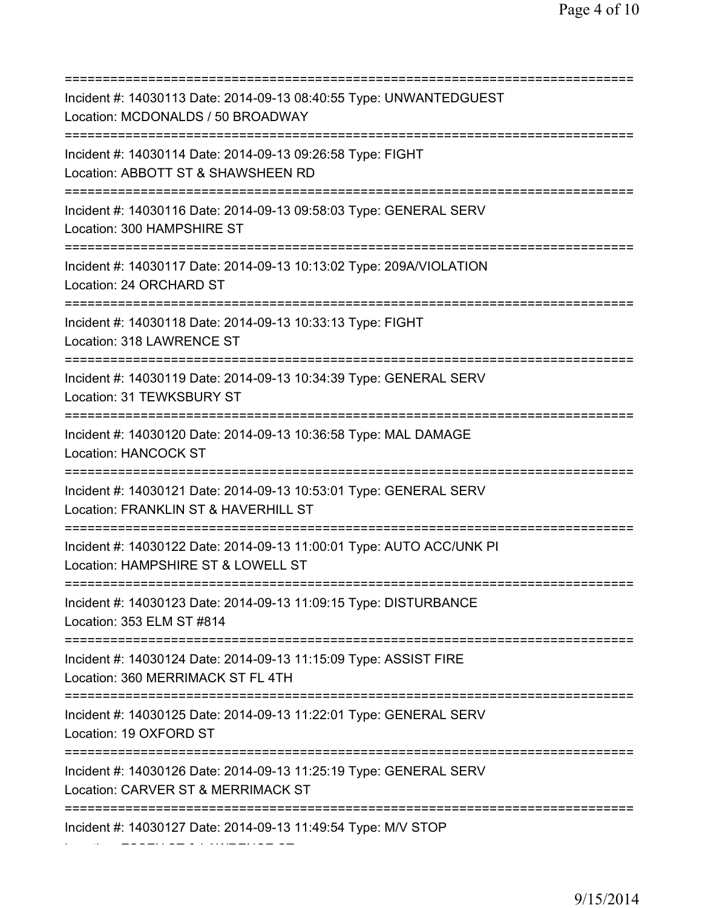===========================================================================
Incident #: 14030113 Date: 2014-09-13 08:40:55 Type: UNWANTEDGUEST
Location: MCDONALDS / 50 BROADWAY
===========================================================================
Incident #: 14030114 Date: 2014-09-13 09:26:58 Type: FIGHT
Location: ABBOTT ST & SHAWSHEEN RD
===========================================================================
Incident #: 14030116 Date: 2014-09-13 09:58:03 Type: GENERAL SERV
Location: 300 HAMPSHIRE ST
===========================================================================
Incident #: 14030117 Date: 2014-09-13 10:13:02 Type: 209A/VIOLATION
Location: 24 ORCHARD ST
===========================================================================
Incident #: 14030118 Date: 2014-09-13 10:33:13 Type: FIGHT
Location: 318 LAWRENCE ST
===========================================================================
Incident #: 14030119 Date: 2014-09-13 10:34:39 Type: GENERAL SERV
Location: 31 TEWKSBURY ST
===========================================================================
Incident #: 14030120 Date: 2014-09-13 10:36:58 Type: MAL DAMAGE
Location: HANCOCK ST
===========================================================================
Incident #: 14030121 Date: 2014-09-13 10:53:01 Type: GENERAL SERV
Location: FRANKLIN ST & HAVERHILL ST
===========================================================================
Incident #: 14030122 Date: 2014-09-13 11:00:01 Type: AUTO ACC/UNK PI
Location: HAMPSHIRE ST & LOWELL ST
===========================================================================
Incident #: 14030123 Date: 2014-09-13 11:09:15 Type: DISTURBANCE
Location: 353 ELM ST #814
===========================================================================
Incident #: 14030124 Date: 2014-09-13 11:15:09 Type: ASSIST FIRE
Location: 360 MERRIMACK ST FL 4TH
===========================================================================
Incident #: 14030125 Date: 2014-09-13 11:22:01 Type: GENERAL SERV
Location: 19 OXFORD ST
===========================================================================
Incident #: 14030126 Date: 2014-09-13 11:25:19 Type: GENERAL SERV
Location: CARVER ST & MERRIMACK ST
===========================================================================
Incident #: 14030127 Date: 2014-09-13 11:49:54 Type: M/V STOP
Location: ESSEX ST & LAWRENCE ST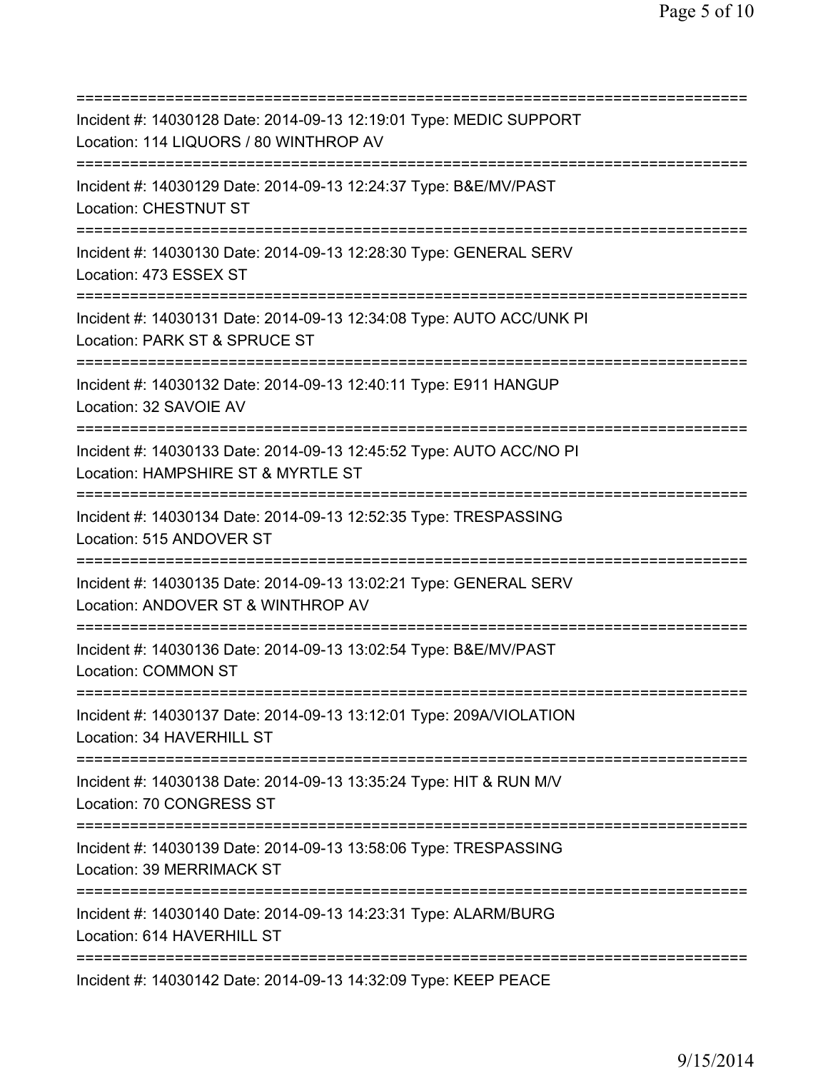===========================================================================
Incident #: 14030128 Date: 2014-09-13 12:19:01 Type: MEDIC SUPPORT
Location: 114 LIQUORS / 80 WINTHROP AV
===========================================================================
Incident #: 14030129 Date: 2014-09-13 12:24:37 Type: B&E/MV/PAST
Location: CHESTNUT ST
===========================================================================
Incident #: 14030130 Date: 2014-09-13 12:28:30 Type: GENERAL SERV
Location: 473 ESSEX ST
===========================================================================
Incident #: 14030131 Date: 2014-09-13 12:34:08 Type: AUTO ACC/UNK PI
Location: PARK ST & SPRUCE ST
===========================================================================
Incident #: 14030132 Date: 2014-09-13 12:40:11 Type: E911 HANGUP
Location: 32 SAVOIE AV
===========================================================================
Incident #: 14030133 Date: 2014-09-13 12:45:52 Type: AUTO ACC/NO PI
Location: HAMPSHIRE ST & MYRTLE ST
===========================================================================
Incident #: 14030134 Date: 2014-09-13 12:52:35 Type: TRESPASSING
Location: 515 ANDOVER ST
===========================================================================
Incident #: 14030135 Date: 2014-09-13 13:02:21 Type: GENERAL SERV
Location: ANDOVER ST & WINTHROP AV
===========================================================================
Incident #: 14030136 Date: 2014-09-13 13:02:54 Type: B&E/MV/PAST
Location: COMMON ST
===========================================================================
Incident #: 14030137 Date: 2014-09-13 13:12:01 Type: 209A/VIOLATION
Location: 34 HAVERHILL ST
===========================================================================
Incident #: 14030138 Date: 2014-09-13 13:35:24 Type: HIT & RUN M/V
Location: 70 CONGRESS ST
===========================================================================
Incident #: 14030139 Date: 2014-09-13 13:58:06 Type: TRESPASSING
Location: 39 MERRIMACK ST
===========================================================================
Incident #: 14030140 Date: 2014-09-13 14:23:31 Type: ALARM/BURG
Location: 614 HAVERHILL ST
===========================================================================
Incident #: 14030142 Date: 2014-09-13 14:32:09 Type: KEEP PEACE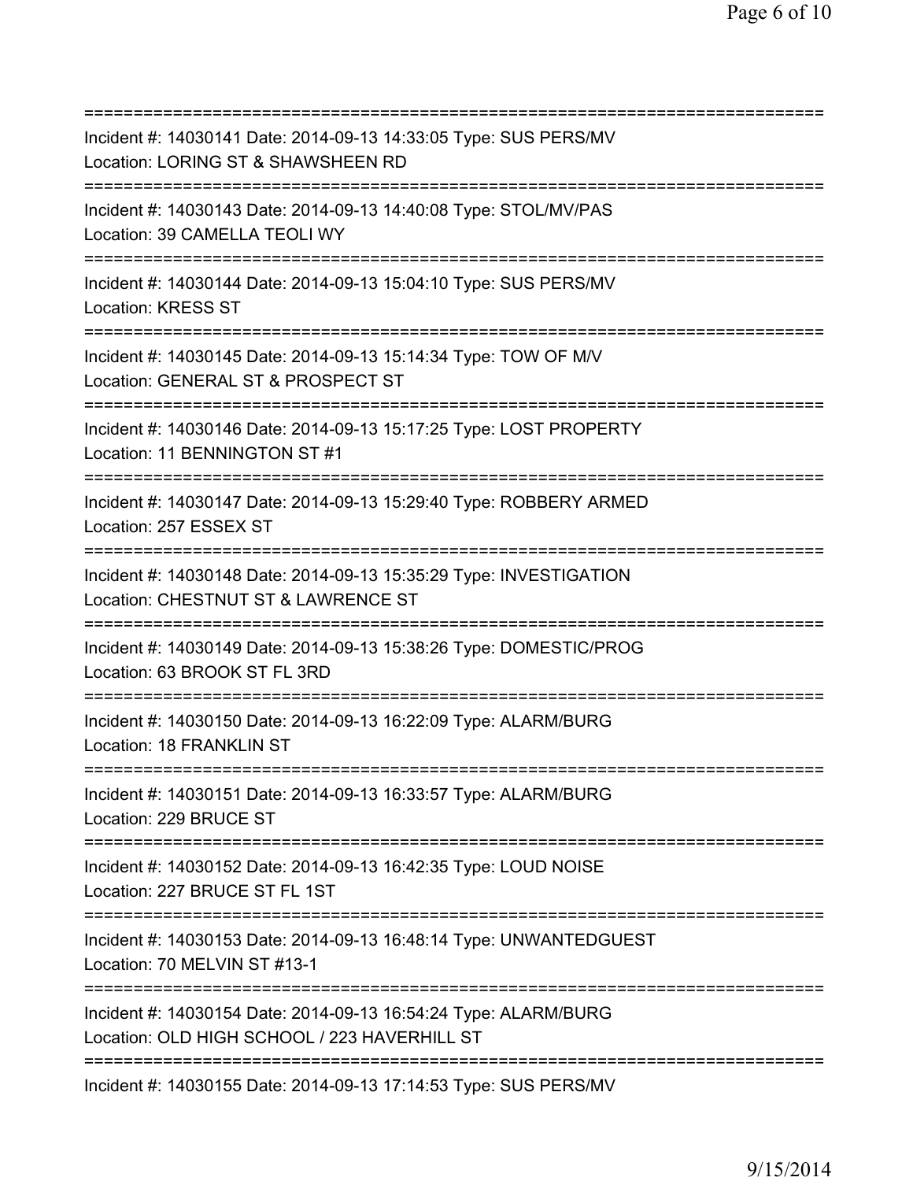==============================================================================

Incident #: 14030141 Date: 2014-09-13 14:33:05 Type: SUS PERS/MV
Location: LORING ST & SHAWSHEEN RD

==============================================================================

Incident #: 14030143 Date: 2014-09-13 14:40:08 Type: STOL/MV/PAS
Location: 39 CAMELLA TEOLI WY

==============================================================================

Incident #: 14030144 Date: 2014-09-13 15:04:10 Type: SUS PERS/MV
Location: KRESS ST

==============================================================================

Incident #: 14030145 Date: 2014-09-13 15:14:34 Type: TOW OF M/V
Location: GENERAL ST & PROSPECT ST

==============================================================================

Incident #: 14030146 Date: 2014-09-13 15:17:25 Type: LOST PROPERTY
Location: 11 BENNINGTON ST #1

==============================================================================

Incident #: 14030147 Date: 2014-09-13 15:29:40 Type: ROBBERY ARMED
Location: 257 ESSEX ST

==============================================================================

Incident #: 14030148 Date: 2014-09-13 15:35:29 Type: INVESTIGATION
Location: CHESTNUT ST & LAWRENCE ST

==============================================================================

Incident #: 14030149 Date: 2014-09-13 15:38:26 Type: DOMESTIC/PROG
Location: 63 BROOK ST FL 3RD

==============================================================================

Incident #: 14030150 Date: 2014-09-13 16:22:09 Type: ALARM/BURG
Location: 18 FRANKLIN ST

==============================================================================

Incident #: 14030151 Date: 2014-09-13 16:33:57 Type: ALARM/BURG
Location: 229 BRUCE ST

==============================================================================

Incident #: 14030152 Date: 2014-09-13 16:42:35 Type: LOUD NOISE
Location: 227 BRUCE ST FL 1ST

==============================================================================

Incident #: 14030153 Date: 2014-09-13 16:48:14 Type: UNWANTEDGUEST
Location: 70 MELVIN ST #13-1

==============================================================================

Incident #: 14030154 Date: 2014-09-13 16:54:24 Type: ALARM/BURG
Location: OLD HIGH SCHOOL / 223 HAVERHILL ST

==============================================================================

Incident #: 14030155 Date: 2014-09-13 17:14:53 Type: SUS PERS/MV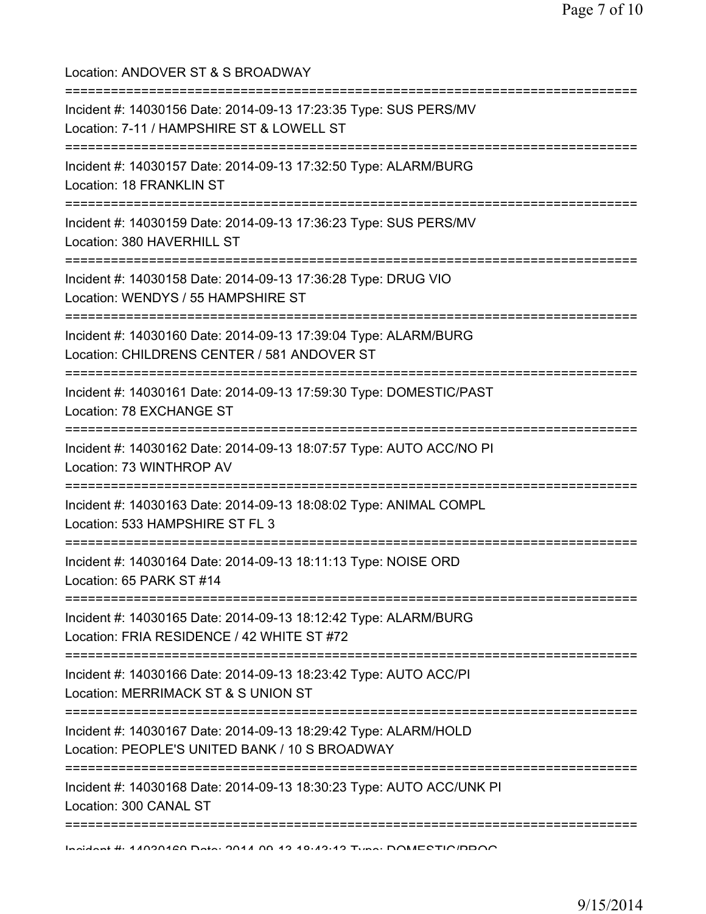Location: ANDOVER ST & S BROADWAY

===========================================================================

Incident #: 14030156 Date: 2014-09-13 17:23:35 Type: SUS PERS/MV
Location: 7-11 / HAMPSHIRE ST & LOWELL ST

===========================================================================

Incident #: 14030157 Date: 2014-09-13 17:32:50 Type: ALARM/BURG
Location: 18 FRANKLIN ST

===========================================================================

Incident #: 14030159 Date: 2014-09-13 17:36:23 Type: SUS PERS/MV
Location: 380 HAVERHILL ST

===========================================================================

Incident #: 14030158 Date: 2014-09-13 17:36:28 Type: DRUG VIO
Location: WENDYS / 55 HAMPSHIRE ST

===========================================================================

Incident #: 14030160 Date: 2014-09-13 17:39:04 Type: ALARM/BURG
Location: CHILDRENS CENTER / 581 ANDOVER ST

===========================================================================

Incident #: 14030161 Date: 2014-09-13 17:59:30 Type: DOMESTIC/PAST
Location: 78 EXCHANGE ST

===========================================================================

Incident #: 14030162 Date: 2014-09-13 18:07:57 Type: AUTO ACC/NO PI
Location: 73 WINTHROP AV

===========================================================================

Incident #: 14030163 Date: 2014-09-13 18:08:02 Type: ANIMAL COMPL
Location: 533 HAMPSHIRE ST FL 3

===========================================================================

Incident #: 14030164 Date: 2014-09-13 18:11:13 Type: NOISE ORD
Location: 65 PARK ST #14

===========================================================================

Incident #: 14030165 Date: 2014-09-13 18:12:42 Type: ALARM/BURG
Location: FRIA RESIDENCE / 42 WHITE ST #72

===========================================================================

Incident #: 14030166 Date: 2014-09-13 18:23:42 Type: AUTO ACC/PI
Location: MERRIMACK ST & S UNION ST

===========================================================================

Incident #: 14030167 Date: 2014-09-13 18:29:42 Type: ALARM/HOLD
Location: PEOPLE'S UNITED BANK / 10 S BROADWAY

===========================================================================

Incident #: 14030168 Date: 2014-09-13 18:30:23 Type: AUTO ACC/UNK PI
Location: 300 CANAL ST

===========================================================================

Incident #: 14030169 Date: 2014-09-13 18:43:13 Type: DOMESTIC/PROG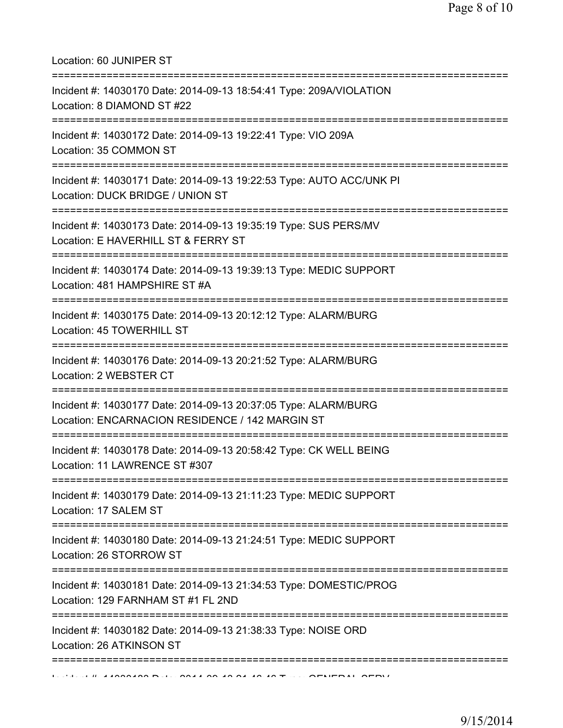Location: 60 JUNIPER ST

===========================================================================

Incident #: 14030170 Date: 2014-09-13 18:54:41 Type: 209A/VIOLATION
Location: 8 DIAMOND ST #22

===========================================================================

Incident #: 14030172 Date: 2014-09-13 19:22:41 Type: VIO 209A
Location: 35 COMMON ST

===========================================================================

Incident #: 14030171 Date: 2014-09-13 19:22:53 Type: AUTO ACC/UNK PI
Location: DUCK BRIDGE / UNION ST

===========================================================================

Incident #: 14030173 Date: 2014-09-13 19:35:19 Type: SUS PERS/MV
Location: E HAVERHILL ST & FERRY ST

===========================================================================

Incident #: 14030174 Date: 2014-09-13 19:39:13 Type: MEDIC SUPPORT
Location: 481 HAMPSHIRE ST #A

===========================================================================

Incident #: 14030175 Date: 2014-09-13 20:12:12 Type: ALARM/BURG
Location: 45 TOWERHILL ST

===========================================================================

Incident #: 14030176 Date: 2014-09-13 20:21:52 Type: ALARM/BURG
Location: 2 WEBSTER CT

===========================================================================

Incident #: 14030177 Date: 2014-09-13 20:37:05 Type: ALARM/BURG
Location: ENCARNACION RESIDENCE / 142 MARGIN ST

===========================================================================

Incident #: 14030178 Date: 2014-09-13 20:58:42 Type: CK WELL BEING
Location: 11 LAWRENCE ST #307

===========================================================================

Incident #: 14030179 Date: 2014-09-13 21:11:23 Type: MEDIC SUPPORT
Location: 17 SALEM ST

===========================================================================

Incident #: 14030180 Date: 2014-09-13 21:24:51 Type: MEDIC SUPPORT
Location: 26 STORROW ST

===========================================================================

Incident #: 14030181 Date: 2014-09-13 21:34:53 Type: DOMESTIC/PROG
Location: 129 FARNHAM ST #1 FL 2ND

===========================================================================

Incident #: 14030182 Date: 2014-09-13 21:38:33 Type: NOISE ORD
Location: 26 ATKINSON ST

===========================================================================

Incident #: 14030183 Date: 2014-09-13 21:46:46 Type: GENERAL SERV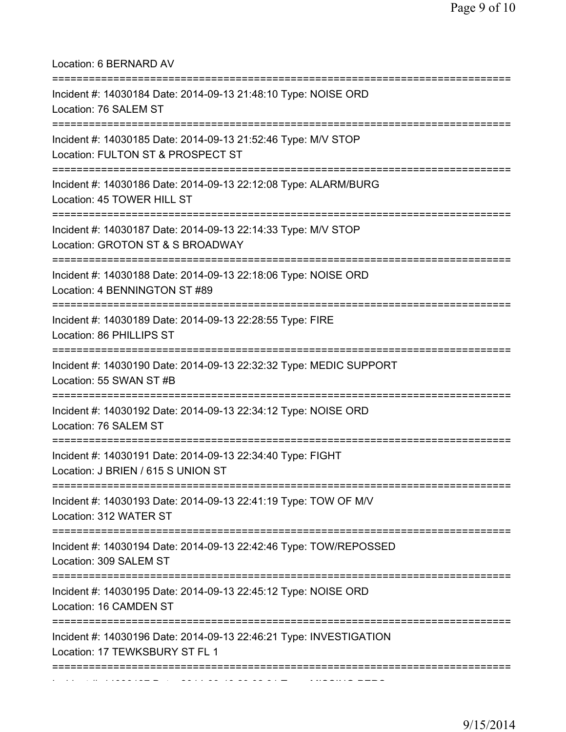Location: 6 BERNARD AV

===========================================================================

Incident #: 14030184 Date: 2014-09-13 21:48:10 Type: NOISE ORD
Location: 76 SALEM ST

===========================================================================

Incident #: 14030185 Date: 2014-09-13 21:52:46 Type: M/V STOP
Location: FULTON ST & PROSPECT ST

===========================================================================

Incident #: 14030186 Date: 2014-09-13 22:12:08 Type: ALARM/BURG
Location: 45 TOWER HILL ST

===========================================================================

Incident #: 14030187 Date: 2014-09-13 22:14:33 Type: M/V STOP
Location: GROTON ST & S BROADWAY

===========================================================================

Incident #: 14030188 Date: 2014-09-13 22:18:06 Type: NOISE ORD
Location: 4 BENNINGTON ST #89

===========================================================================

Incident #: 14030189 Date: 2014-09-13 22:28:55 Type: FIRE
Location: 86 PHILLIPS ST

===========================================================================

Incident #: 14030190 Date: 2014-09-13 22:32:32 Type: MEDIC SUPPORT
Location: 55 SWAN ST #B

===========================================================================

Incident #: 14030192 Date: 2014-09-13 22:34:12 Type: NOISE ORD
Location: 76 SALEM ST

===========================================================================

Incident #: 14030191 Date: 2014-09-13 22:34:40 Type: FIGHT
Location: J BRIEN / 615 S UNION ST

===========================================================================

Incident #: 14030193 Date: 2014-09-13 22:41:19 Type: TOW OF M/V
Location: 312 WATER ST

===========================================================================

Incident #: 14030194 Date: 2014-09-13 22:42:46 Type: TOW/REPOSSED
Location: 309 SALEM ST

===========================================================================

Incident #: 14030195 Date: 2014-09-13 22:45:12 Type: NOISE ORD
Location: 16 CAMDEN ST

===========================================================================

Incident #: 14030196 Date: 2014-09-13 22:46:21 Type: INVESTIGATION
Location: 17 TEWKSBURY ST FL 1

===========================================================================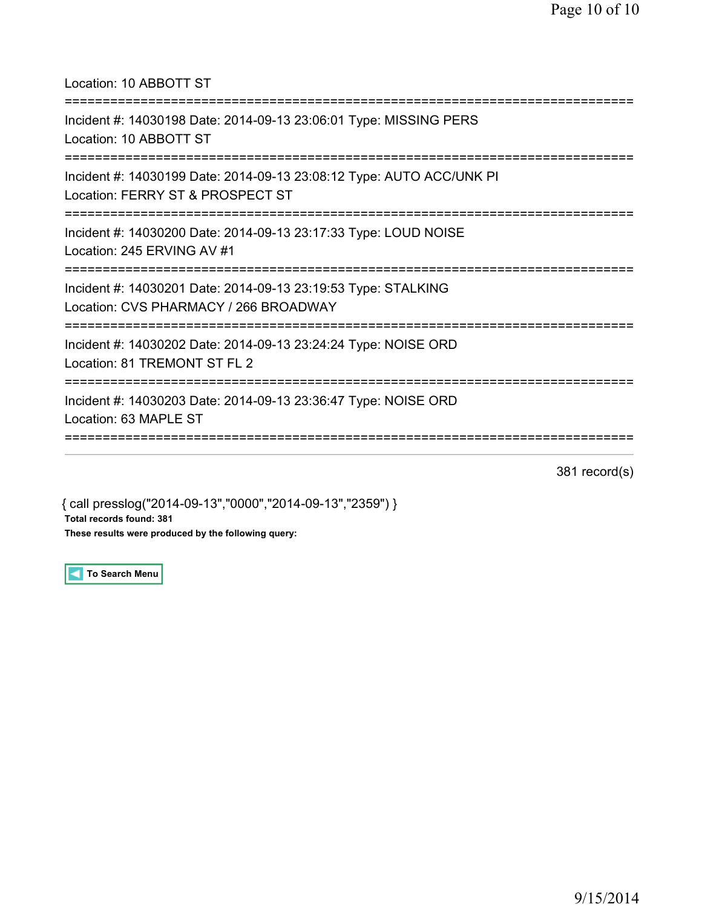Location: 10 ABBOTT ST

===========================================================================

Incident #: 14030198 Date: 2014-09-13 23:06:01 Type: MISSING PERS

Location: 10 ABBOTT ST

===========================================================================

Incident #: 14030199 Date: 2014-09-13 23:08:12 Type: AUTO ACC/UNK PI

Location: FERRY ST & PROSPECT ST

===========================================================================

Incident #: 14030200 Date: 2014-09-13 23:17:33 Type: LOUD NOISE

Location: 245 ERVING AV #1

===========================================================================

Incident #: 14030201 Date: 2014-09-13 23:19:53 Type: STALKING

Location: CVS PHARMACY / 266 BROADWAY

===========================================================================

Incident #: 14030202 Date: 2014-09-13 23:24:24 Type: NOISE ORD

Location: 81 TREMONT ST FL 2

===========================================================================

Incident #: 14030203 Date: 2014-09-13 23:36:47 Type: NOISE ORD

Location: 63 MAPLE ST

===========================================================================

381 record(s)

{ call presslog("2014-09-13","0000","2014-09-13","2359") }

**Total records found: 381**

**These results were produced by the following query:**

To Search Menu